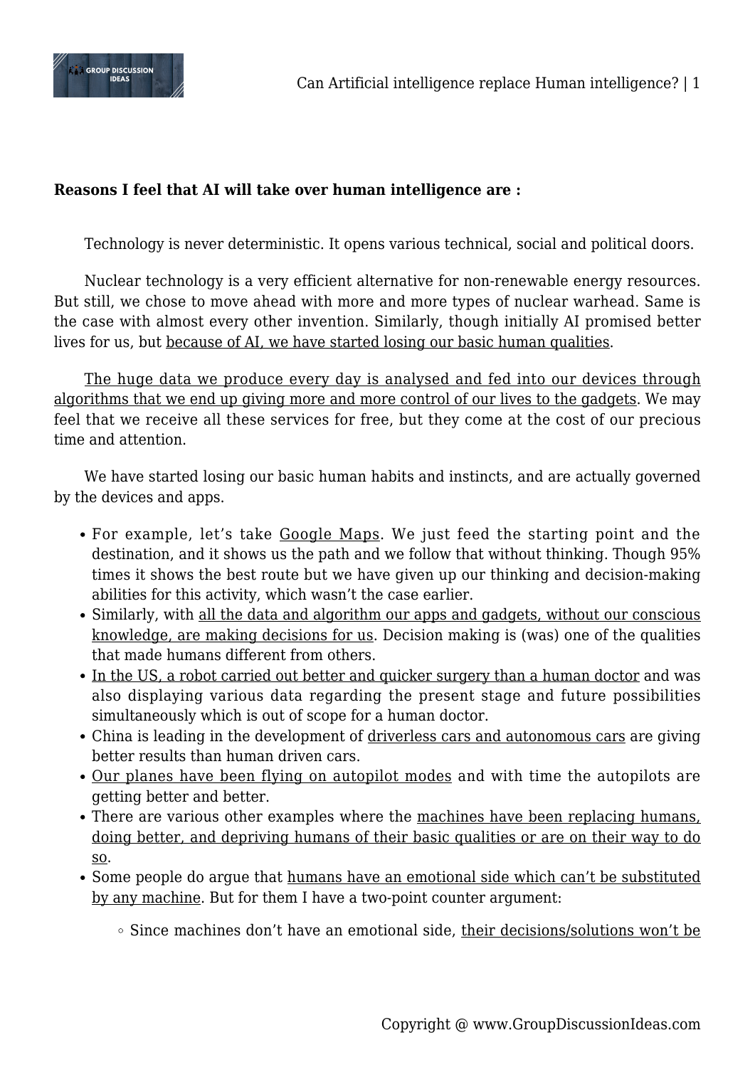**Reasons I feel that AI will take over human intelligence are :**

Technology is never deterministic. It opens various technical, social and political doors.

Nuclear technology is a very efficient alternative for non-renewable energy resources. But still, we chose to move ahead with more and more types of nuclear warhead. Same is the case with almost every other invention. Similarly, though initially AI promised better lives for us, but because of AI, we have started losing our basic human qualities.

The huge data we produce every day is analysed and fed into our devices through algorithms that we end up giving more and more control of our lives to the gadgets. We may feel that we receive all these services for free, but they come at the cost of our precious time and attention.

We have started losing our basic human habits and instincts, and are actually governed by the devices and apps.

- For example, let's take Google Maps. We just feed the starting point and the destination, and it shows us the path and we follow that without thinking. Though 95% times it shows the best route but we have given up our thinking and decision-making abilities for this activity, which wasn't the case earlier.
- Similarly, with all the data and algorithm our apps and gadgets, without our conscious knowledge, are making decisions for us. Decision making is (was) one of the qualities that made humans different from others.
- In the US, a robot carried out better and quicker surgery than a human doctor and was also displaying various data regarding the present stage and future possibilities simultaneously which is out of scope for a human doctor.
- China is leading in the development of driverless cars and autonomous cars are giving better results than human driven cars.
- Our planes have been flying on autopilot modes and with time the autopilots are getting better and better.
- There are various other examples where the machines have been replacing humans, doing better, and depriving humans of their basic qualities or are on their way to do so.
- Some people do argue that humans have an emotional side which can't be substituted by any machine. But for them I have a two-point counter argument:
  - Since machines don't have an emotional side, their decisions/solutions won't be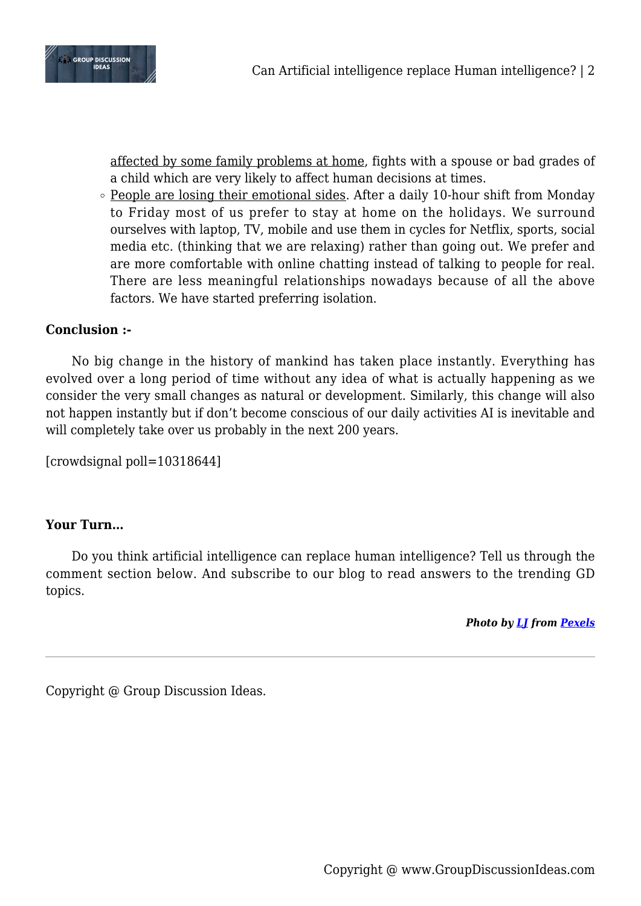affected by some family problems at home, fights with a spouse or bad grades of a child which are very likely to affect human decisions at times.
    - People are losing their emotional sides. After a daily 10-hour shift from Monday to Friday most of us prefer to stay at home on the holidays. We surround ourselves with laptop, TV, mobile and use them in cycles for Netflix, sports, social media etc. (thinking that we are relaxing) rather than going out. We prefer and are more comfortable with online chatting instead of talking to people for real. There are less meaningful relationships nowadays because of all the above factors. We have started preferring isolation.

**Conclusion :-**

No big change in the history of mankind has taken place instantly. Everything has evolved over a long period of time without any idea of what is actually happening as we consider the very small changes as natural or development. Similarly, this change will also not happen instantly but if don't become conscious of our daily activities AI is inevitable and will completely take over us probably in the next 200 years.

[crowdsignal poll=10318644]

**Your Turn…**

Do you think artificial intelligence can replace human intelligence? Tell us through the comment section below. And subscribe to our blog to read answers to the trending GD topics.

***Photo by LJ from Pexels***

---

Copyright @ Group Discussion Ideas.